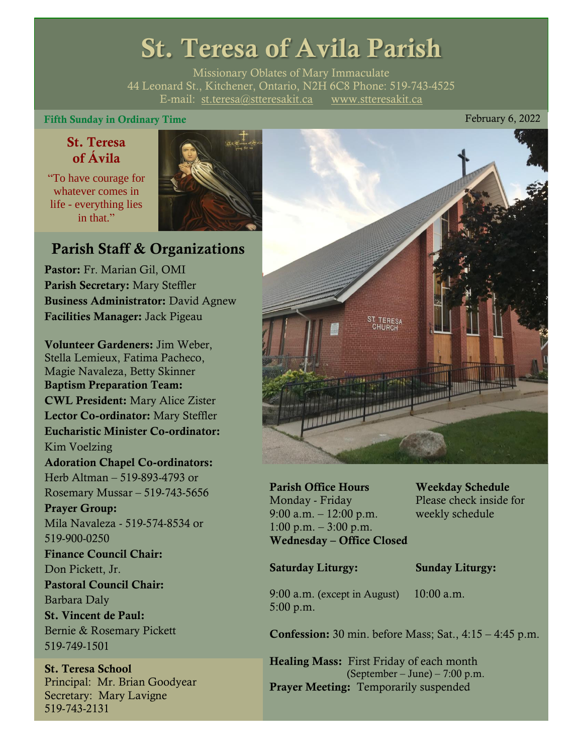# St. Teresa of Avila Parish

Missionary Oblates of Mary Immaculate
44 Leonard St., Kitchener, Ontario, N2H 6C8 Phone: 519-743-4525
E-mail: st.teresa@stteresakit.ca www.stteresakit.ca

**Fifth Sunday in Ordinary Time** February 6, 2022

## St. Teresa of Ávila

"To have courage for whatever comes in life - everything lies in that."

## Parish Staff & Organizations

**Pastor:** Fr. Marian Gil, OMI
**Parish Secretary:** Mary Steffler
**Business Administrator:** David Agnew
**Facilities Manager:** Jack Pigeau

**Volunteer Gardeners:** Jim Weber, Stella Lemieux, Fatima Pacheco, Magie Navaleza, Betty Skinner
**Baptism Preparation Team:**
**CWL President:** Mary Alice Zister
**Lector Co-ordinator:** Mary Steffler
**Eucharistic Minister Co-ordinator:** Kim Voelzing
**Adoration Chapel Co-ordinators:** Herb Altman – 519-893-4793 or Rosemary Mussar – 519-743-5656
**Prayer Group:** Mila Navaleza - 519-574-8534 or 519-900-0250
**Finance Council Chair:** Don Pickett, Jr.
**Pastoral Council Chair:** Barbara Daly
**St. Vincent de Paul:** Bernie & Rosemary Pickett 519-749-1501

**St. Teresa School**
Principal: Mr. Brian Goodyear
Secretary: Mary Lavigne
519-743-2131

**Parish Office Hours**
Monday - Friday
9:00 a.m. – 12:00 p.m.
1:00 p.m. – 3:00 p.m.
**Wednesday – Office Closed**

**Weekday Schedule**
Please check inside for weekly schedule

**Saturday Liturgy:**
9:00 a.m. (except in August)
5:00 p.m.

**Sunday Liturgy:**
10:00 a.m.

**Confession:** 30 min. before Mass; Sat., 4:15 – 4:45 p.m.

**Healing Mass:** First Friday of each month (September – June) – 7:00 p.m.
**Prayer Meeting:** Temporarily suspended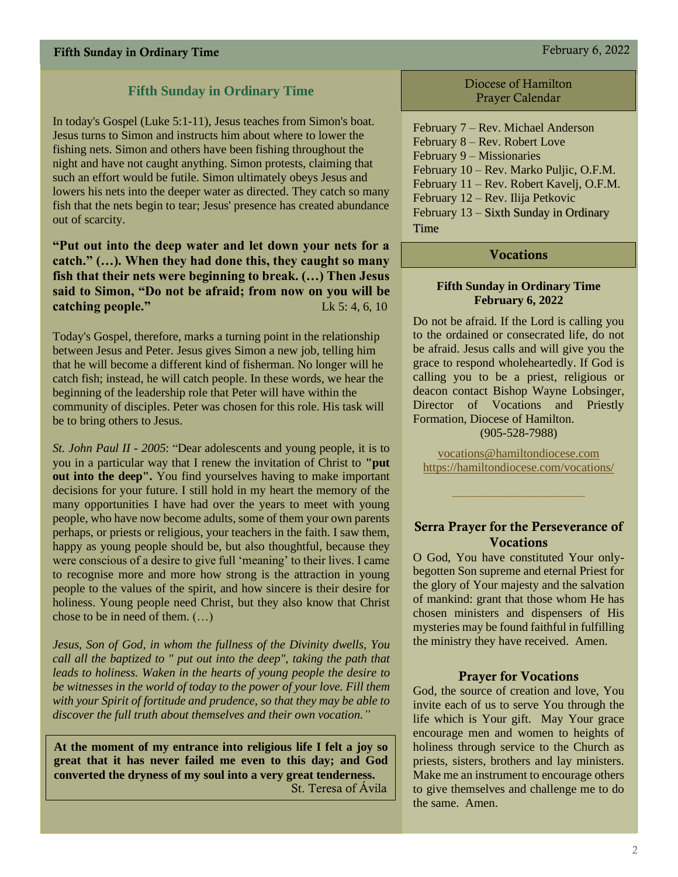## Fifth Sunday in Ordinary Time

In today's Gospel (Luke 5:1-11), Jesus teaches from Simon's boat. Jesus turns to Simon and instructs him about where to lower the fishing nets. Simon and others have been fishing throughout the night and have not caught anything. Simon protests, claiming that such an effort would be futile. Simon ultimately obeys Jesus and lowers his nets into the deeper water as directed. They catch so many fish that the nets begin to tear; Jesus' presence has created abundance out of scarcity.

**"Put out into the deep water and let down your nets for a catch." (…). When they had done this, they caught so many fish that their nets were beginning to break. (…) Then Jesus said to Simon, "Do not be afraid; from now on you will be catching people."** Lk 5: 4, 6, 10

Today's Gospel, therefore, marks a turning point in the relationship between Jesus and Peter. Jesus gives Simon a new job, telling him that he will become a different kind of fisherman. No longer will he catch fish; instead, he will catch people. In these words, we hear the beginning of the leadership role that Peter will have within the community of disciples. Peter was chosen for this role. His task will be to bring others to Jesus.

*St. John Paul II - 2005*: "Dear adolescents and young people, it is to you in a particular way that I renew the invitation of Christ to **"put out into the deep".** You find yourselves having to make important decisions for your future. I still hold in my heart the memory of the many opportunities I have had over the years to meet with young people, who have now become adults, some of them your own parents perhaps, or priests or religious, your teachers in the faith. I saw them, happy as young people should be, but also thoughtful, because they were conscious of a desire to give full 'meaning' to their lives. I came to recognise more and more how strong is the attraction in young people to the values of the spirit, and how sincere is their desire for holiness. Young people need Christ, but they also know that Christ chose to be in need of them. (…)

*Jesus, Son of God, in whom the fullness of the Divinity dwells, You call all the baptized to " put out into the deep", taking the path that leads to holiness. Waken in the hearts of young people the desire to be witnesses in the world of today to the power of your love. Fill them with your Spirit of fortitude and prudence, so that they may be able to discover the full truth about themselves and their own vocation."*

**At the moment of my entrance into religious life I felt a joy so great that it has never failed me even to this day; and God converted the dryness of my soul into a very great tenderness.**
St. Teresa of Ávila

## Diocese of Hamilton Prayer Calendar

February 7 – Rev. Michael Anderson
February 8 – Rev. Robert Love
February 9 – Missionaries
February 10 – Rev. Marko Puljic, O.F.M.
February 11 – Rev. Robert Kavelj, O.F.M.
February 12 – Rev. Ilija Petkovic
February 13 – Sixth Sunday in Ordinary Time

## Vocations

**Fifth Sunday in Ordinary Time**
**February 6, 2022**

Do not be afraid. If the Lord is calling you to the ordained or consecrated life, do not be afraid. Jesus calls and will give you the grace to respond wholeheartedly. If God is calling you to be a priest, religious or deacon contact Bishop Wayne Lobsinger, Director of Vocations and Priestly Formation, Diocese of Hamilton.
(905-528-7988)

vocations@hamiltondiocese.com
https://hamiltondiocese.com/vocations/

## Serra Prayer for the Perseverance of Vocations

O God, You have constituted Your only-begotten Son supreme and eternal Priest for the glory of Your majesty and the salvation of mankind: grant that those whom He has chosen ministers and dispensers of His mysteries may be found faithful in fulfilling the ministry they have received. Amen.

## Prayer for Vocations

God, the source of creation and love, You invite each of us to serve You through the life which is Your gift. May Your grace encourage men and women to heights of holiness through service to the Church as priests, sisters, brothers and lay ministers. Make me an instrument to encourage others to give themselves and challenge me to do the same. Amen.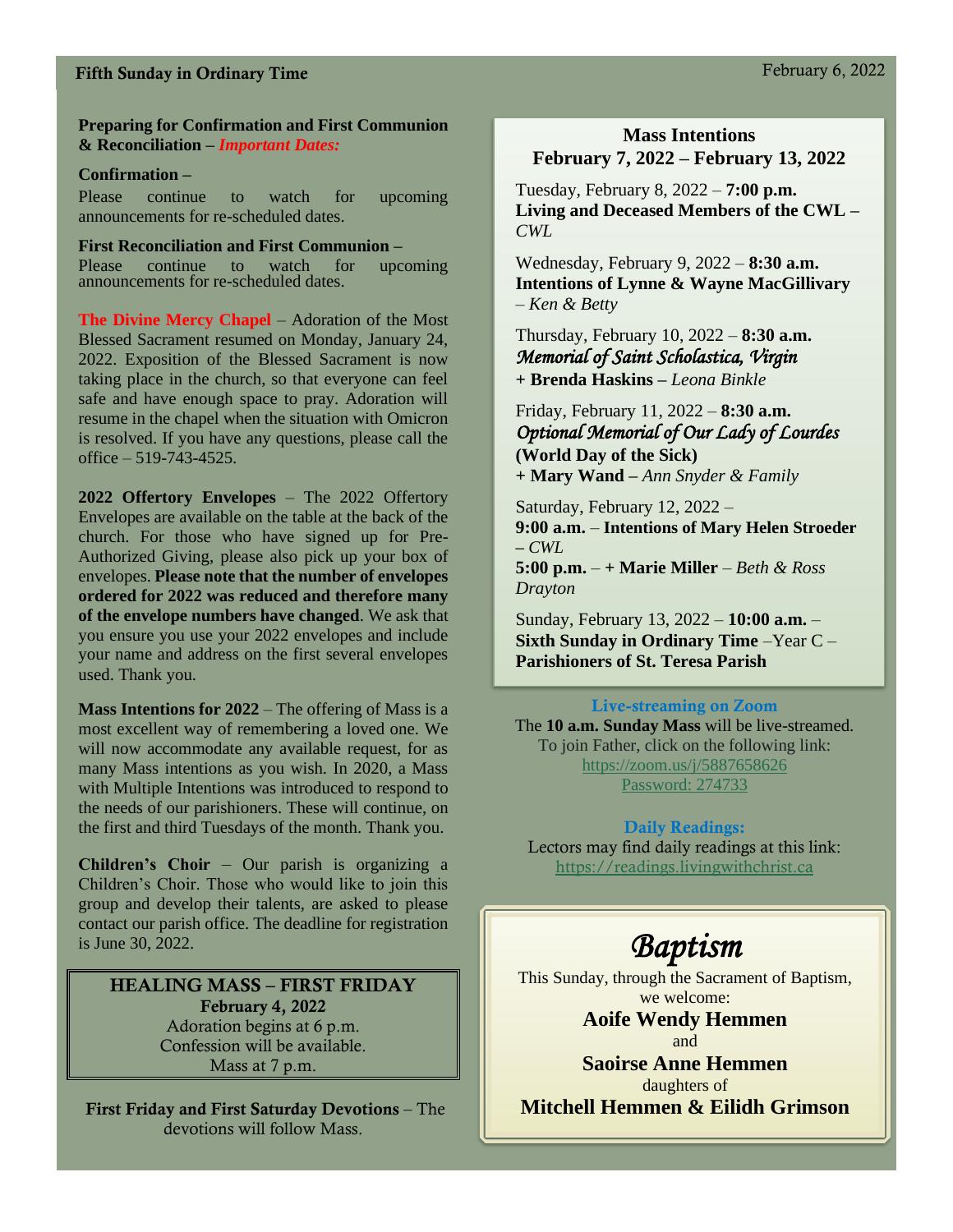## Preparing for Confirmation and First Communion & Reconciliation – *Important Dates:*

**Confirmation –**

Please continue to watch for upcoming announcements for re-scheduled dates.

**First Reconciliation and First Communion –**

Please continue to watch for upcoming announcements for re-scheduled dates.

**The Divine Mercy Chapel** – Adoration of the Most Blessed Sacrament resumed on Monday, January 24, 2022. Exposition of the Blessed Sacrament is now taking place in the church, so that everyone can feel safe and have enough space to pray. Adoration will resume in the chapel when the situation with Omicron is resolved. If you have any questions, please call the office – 519-743-4525.

**2022 Offertory Envelopes** – The 2022 Offertory Envelopes are available on the table at the back of the church. For those who have signed up for Pre-Authorized Giving, please also pick up your box of envelopes. **Please note that the number of envelopes ordered for 2022 was reduced and therefore many of the envelope numbers have changed**. We ask that you ensure you use your 2022 envelopes and include your name and address on the first several envelopes used. Thank you.

**Mass Intentions for 2022** – The offering of Mass is a most excellent way of remembering a loved one. We will now accommodate any available request, for as many Mass intentions as you wish. In 2020, a Mass with Multiple Intentions was introduced to respond to the needs of our parishioners. These will continue, on the first and third Tuesdays of the month. Thank you.

**Children's Choir** – Our parish is organizing a Children's Choir. Those who would like to join this group and develop their talents, are asked to please contact our parish office. The deadline for registration is June 30, 2022.

**HEALING MASS – FIRST FRIDAY**
**February 4, 2022**
Adoration begins at 6 p.m.
Confession will be available.
Mass at 7 p.m.

**First Friday and First Saturday Devotions** – The devotions will follow Mass.

## Mass Intentions
## February 7, 2022 – February 13, 2022

Tuesday, February 8, 2022 – **7:00 p.m.**
**Living and Deceased Members of the CWL –** *CWL*

Wednesday, February 9, 2022 – **8:30 a.m.**
**Intentions of Lynne & Wayne MacGillivary** – *Ken & Betty*

Thursday, February 10, 2022 – **8:30 a.m.**
*Memorial of Saint Scholastica, Virgin*
**+ Brenda Haskins –** *Leona Binkle*

Friday, February 11, 2022 – **8:30 a.m.**
*Optional Memorial of Our Lady of Lourdes*
**(World Day of the Sick)**
**+ Mary Wand –** *Ann Snyder & Family*

Saturday, February 12, 2022 –
**9:00 a.m.** – **Intentions of Mary Helen Stroeder** – *CWL*
**5:00 p.m.** – **+ Marie Miller** – *Beth & Ross Drayton*

Sunday, February 13, 2022 – **10:00 a.m.** – **Sixth Sunday in Ordinary Time** –Year C – **Parishioners of St. Teresa Parish**

**Live-streaming on Zoom**

The **10 a.m. Sunday Mass** will be live-streamed.
To join Father, click on the following link:
https://zoom.us/j/5887658626
Password: 274733

**Daily Readings:**

Lectors may find daily readings at this link:
https://readings.livingwithchrist.ca

# *Baptism*

This Sunday, through the Sacrament of Baptism, we welcome:

**Aoife Wendy Hemmen**
and
**Saoirse Anne Hemmen**
daughters of
**Mitchell Hemmen & Eilidh Grimson**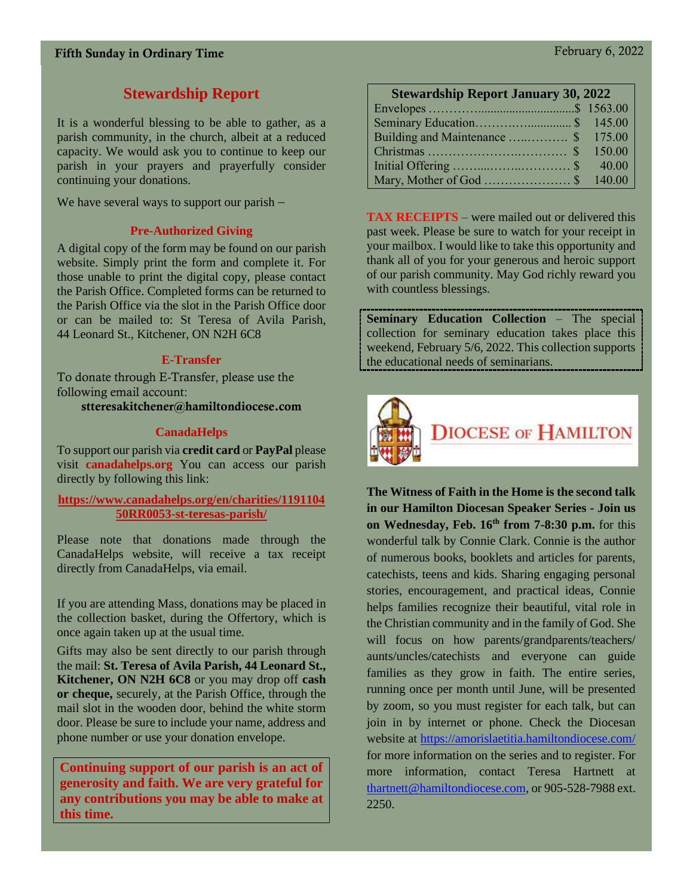## Stewardship Report

It is a wonderful blessing to be able to gather, as a parish community, in the church, albeit at a reduced capacity. We would ask you to continue to keep our parish in your prayers and prayerfully consider continuing your donations.

We have several ways to support our parish –

### Pre-Authorized Giving

A digital copy of the form may be found on our parish website. Simply print the form and complete it. For those unable to print the digital copy, please contact the Parish Office. Completed forms can be returned to the Parish Office via the slot in the Parish Office door or can be mailed to: St Teresa of Avila Parish, 44 Leonard St., Kitchener, ON N2H 6C8

### E-Transfer

To donate through E-Transfer, please use the following email account:

**stteresakitchener@hamiltondiocese.com**

### CanadaHelps

To support our parish via **credit card** or **PayPal** please visit **canadahelps.org** You can access our parish directly by following this link:

**https://www.canadahelps.org/en/charities/119110450RR0053-st-teresas-parish/**

Please note that donations made through the CanadaHelps website, will receive a tax receipt directly from CanadaHelps, via email.

If you are attending Mass, donations may be placed in the collection basket, during the Offertory, which is once again taken up at the usual time.

Gifts may also be sent directly to our parish through the mail: **St. Teresa of Avila Parish, 44 Leonard St., Kitchener, ON N2H 6C8** or you may drop off **cash or cheque,** securely, at the Parish Office, through the mail slot in the wooden door, behind the white storm door. Please be sure to include your name, address and phone number or use your donation envelope.

**Continuing support of our parish is an act of generosity and faith. We are very grateful for any contributions you may be able to make at this time.**

| Stewardship Report January 30, 2022 | |
|---|---|
| Envelopes | $ 1563.00 |
| Seminary Education | $ 145.00 |
| Building and Maintenance | $ 175.00 |
| Christmas | $ 150.00 |
| Initial Offering | $ 40.00 |
| Mary, Mother of God | $ 140.00 |

**TAX RECEIPTS** – were mailed out or delivered this past week. Please be sure to watch for your receipt in your mailbox. I would like to take this opportunity and thank all of you for your generous and heroic support of our parish community. May God richly reward you with countless blessings.

**Seminary Education Collection** – The special collection for seminary education takes place this weekend, February 5/6, 2022. This collection supports the educational needs of seminarians.

DIOCESE OF HAMILTON

**The Witness of Faith in the Home is the second talk in our Hamilton Diocesan Speaker Series - Join us on Wednesday, Feb. 16th from 7-8:30 p.m.** for this wonderful talk by Connie Clark. Connie is the author of numerous books, booklets and articles for parents, catechists, teens and kids. Sharing engaging personal stories, encouragement, and practical ideas, Connie helps families recognize their beautiful, vital role in the Christian community and in the family of God. She will focus on how parents/grandparents/teachers/aunts/uncles/catechists and everyone can guide families as they grow in faith. The entire series, running once per month until June, will be presented by zoom, so you must register for each talk, but can join in by internet or phone. Check the Diocesan website at https://amorislaetitia.hamiltondiocese.com/ for more information on the series and to register. For more information, contact Teresa Hartnett at thartnett@hamiltondiocese.com, or 905-528-7988 ext. 2250.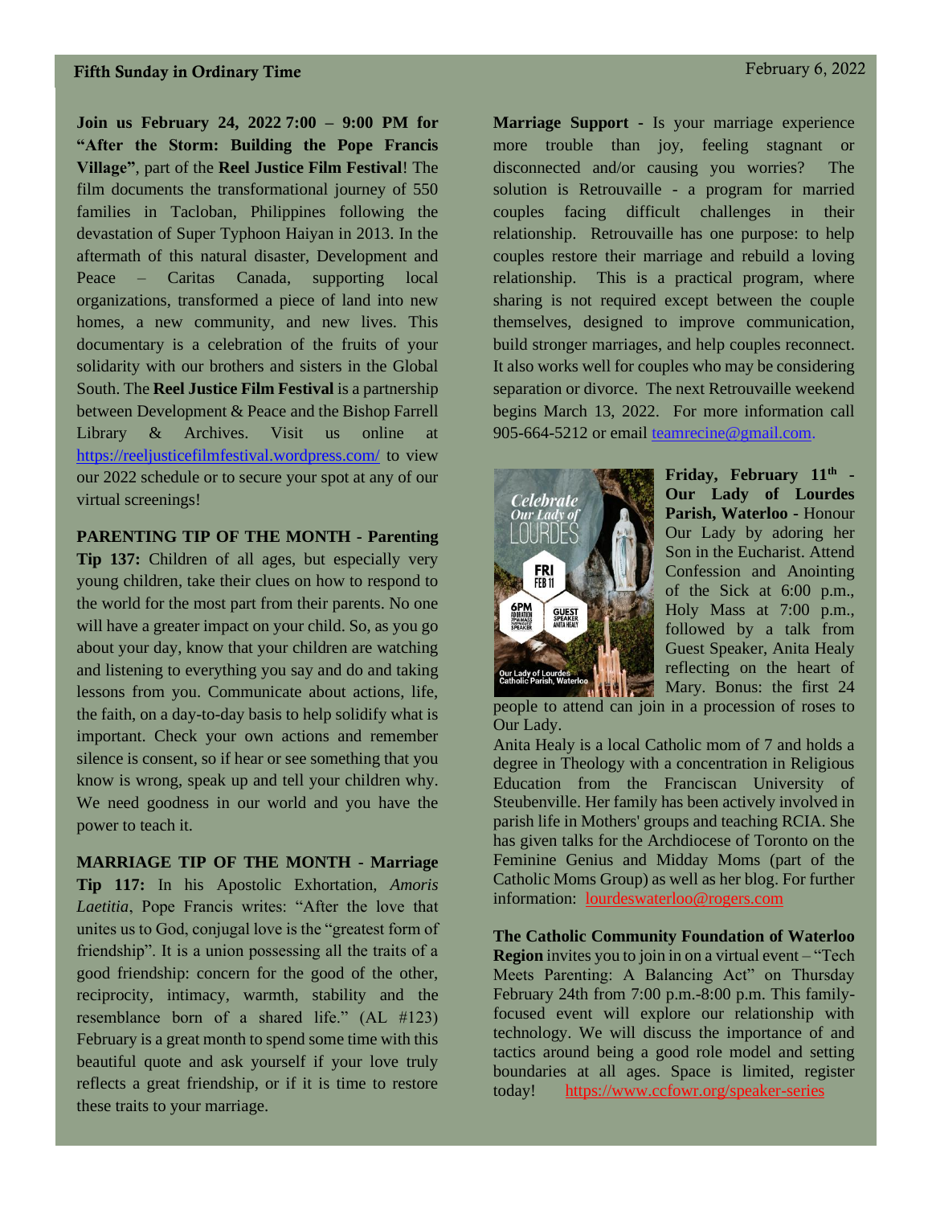**Join us February 24, 2022 7:00 – 9:00 PM for "After the Storm: Building the Pope Francis Village"**, part of the **Reel Justice Film Festival**! The film documents the transformational journey of 550 families in Tacloban, Philippines following the devastation of Super Typhoon Haiyan in 2013. In the aftermath of this natural disaster, Development and Peace – Caritas Canada, supporting local organizations, transformed a piece of land into new homes, a new community, and new lives. This documentary is a celebration of the fruits of your solidarity with our brothers and sisters in the Global South. The **Reel Justice Film Festival** is a partnership between Development & Peace and the Bishop Farrell Library & Archives. Visit us online at https://reeljusticefilmfestival.wordpress.com/ to view our 2022 schedule or to secure your spot at any of our virtual screenings!

**PARENTING TIP OF THE MONTH - Parenting Tip 137:** Children of all ages, but especially very young children, take their clues on how to respond to the world for the most part from their parents. No one will have a greater impact on your child. So, as you go about your day, know that your children are watching and listening to everything you say and do and taking lessons from you. Communicate about actions, life, the faith, on a day-to-day basis to help solidify what is important. Check your own actions and remember silence is consent, so if hear or see something that you know is wrong, speak up and tell your children why. We need goodness in our world and you have the power to teach it.

**MARRIAGE TIP OF THE MONTH - Marriage Tip 117:** In his Apostolic Exhortation, *Amoris Laetitia*, Pope Francis writes: "After the love that unites us to God, conjugal love is the "greatest form of friendship". It is a union possessing all the traits of a good friendship: concern for the good of the other, reciprocity, intimacy, warmth, stability and the resemblance born of a shared life." (AL #123) February is a great month to spend some time with this beautiful quote and ask yourself if your love truly reflects a great friendship, or if it is time to restore these traits to your marriage.

**Marriage Support** - Is your marriage experience more trouble than joy, feeling stagnant or disconnected and/or causing you worries? The solution is Retrouvaille - a program for married couples facing difficult challenges in their relationship. Retrouvaille has one purpose: to help couples restore their marriage and rebuild a loving relationship. This is a practical program, where sharing is not required except between the couple themselves, designed to improve communication, build stronger marriages, and help couples reconnect. It also works well for couples who may be considering separation or divorce. The next Retrouvaille weekend begins March 13, 2022. For more information call 905-664-5212 or email teamrecine@gmail.com.

**Friday, February 11th - Our Lady of Lourdes Parish, Waterloo** - Honour Our Lady by adoring her Son in the Eucharist. Attend Confession and Anointing of the Sick at 6:00 p.m., Holy Mass at 7:00 p.m., followed by a talk from Guest Speaker, Anita Healy reflecting on the heart of Mary. Bonus: the first 24 people to attend can join in a procession of roses to Our Lady.

Anita Healy is a local Catholic mom of 7 and holds a degree in Theology with a concentration in Religious Education from the Franciscan University of Steubenville. Her family has been actively involved in parish life in Mothers' groups and teaching RCIA. She has given talks for the Archdiocese of Toronto on the Feminine Genius and Midday Moms (part of the Catholic Moms Group) as well as her blog. For further information: lourdeswaterloo@rogers.com

**The Catholic Community Foundation of Waterloo Region** invites you to join in on a virtual event – "Tech Meets Parenting: A Balancing Act" on Thursday February 24th from 7:00 p.m.-8:00 p.m. This family-focused event will explore our relationship with technology. We will discuss the importance of and tactics around being a good role model and setting boundaries at all ages. Space is limited, register today! https://www.ccfowr.org/speaker-series